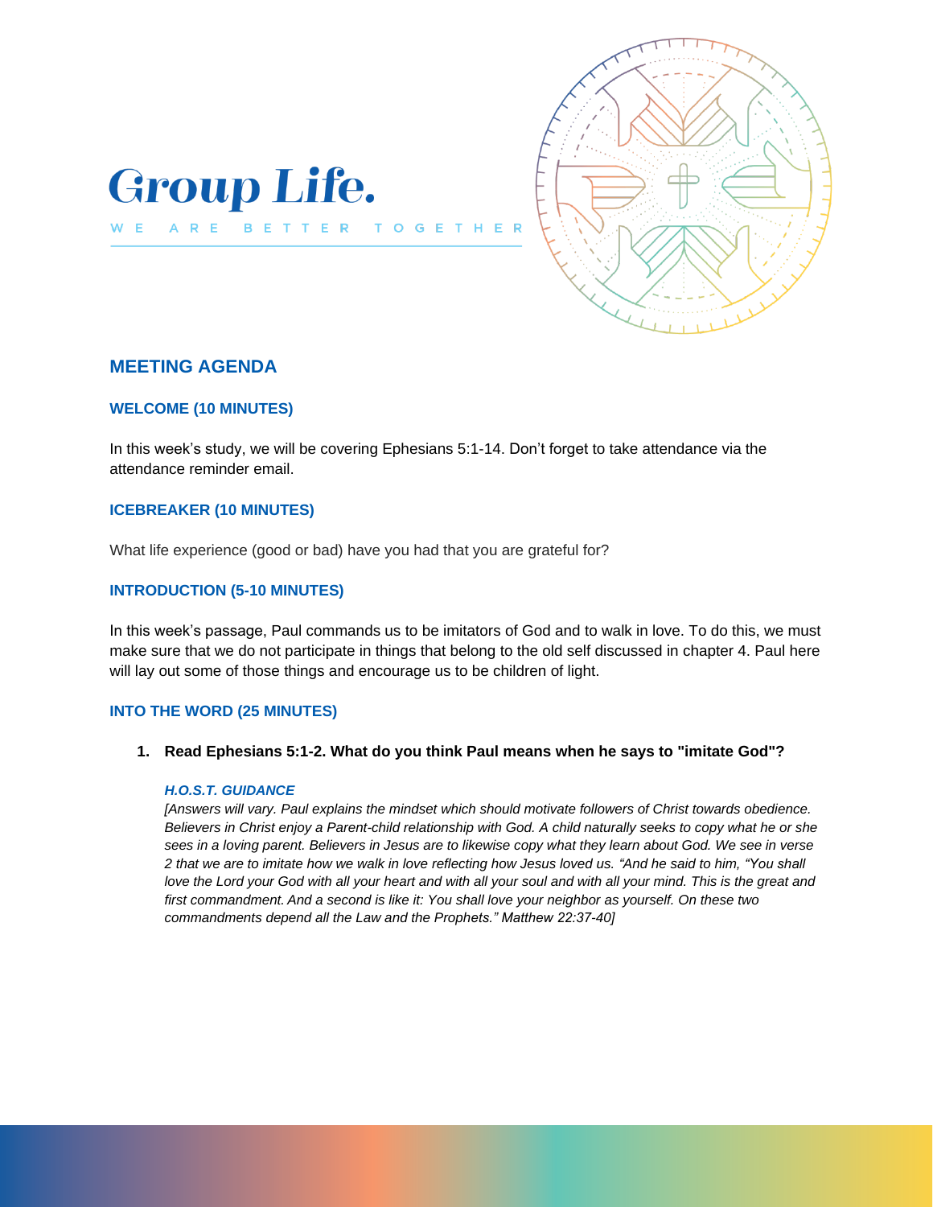# Group Life.

WE ARE BETTER TOGETHER

## MEETING AGENDA

### WELCOME (10 MINUTES)

In this week's study, we will be covering Ephesians 5:1-14. Don't forget to take attendance via the attendance reminder email.

### ICEBREAKER (10 MINUTES)

What life experience (good or bad) have you had that you are grateful for?

### INTRODUCTION (5-10 MINUTES)

In this week's passage, Paul commands us to be imitators of God and to walk in love. To do this, we must make sure that we do not participate in things that belong to the old self discussed in chapter 4. Paul here will lay out some of those things and encourage us to be children of light.

### INTO THE WORD (25 MINUTES)

1. **Read Ephesians 5:1-2. What do you think Paul means when he says to "imitate God"?**

   ***H.O.S.T. GUIDANCE***
   *[Answers will vary. Paul explains the mindset which should motivate followers of Christ towards obedience. Believers in Christ enjoy a Parent-child relationship with God. A child naturally seeks to copy what he or she sees in a loving parent. Believers in Jesus are to likewise copy what they learn about God. We see in verse 2 that we are to imitate how we walk in love reflecting how Jesus loved us. "And he said to him, "You shall love the Lord your God with all your heart and with all your soul and with all your mind. This is the great and first commandment. And a second is like it: You shall love your neighbor as yourself. On these two commandments depend all the Law and the Prophets." Matthew 22:37-40]*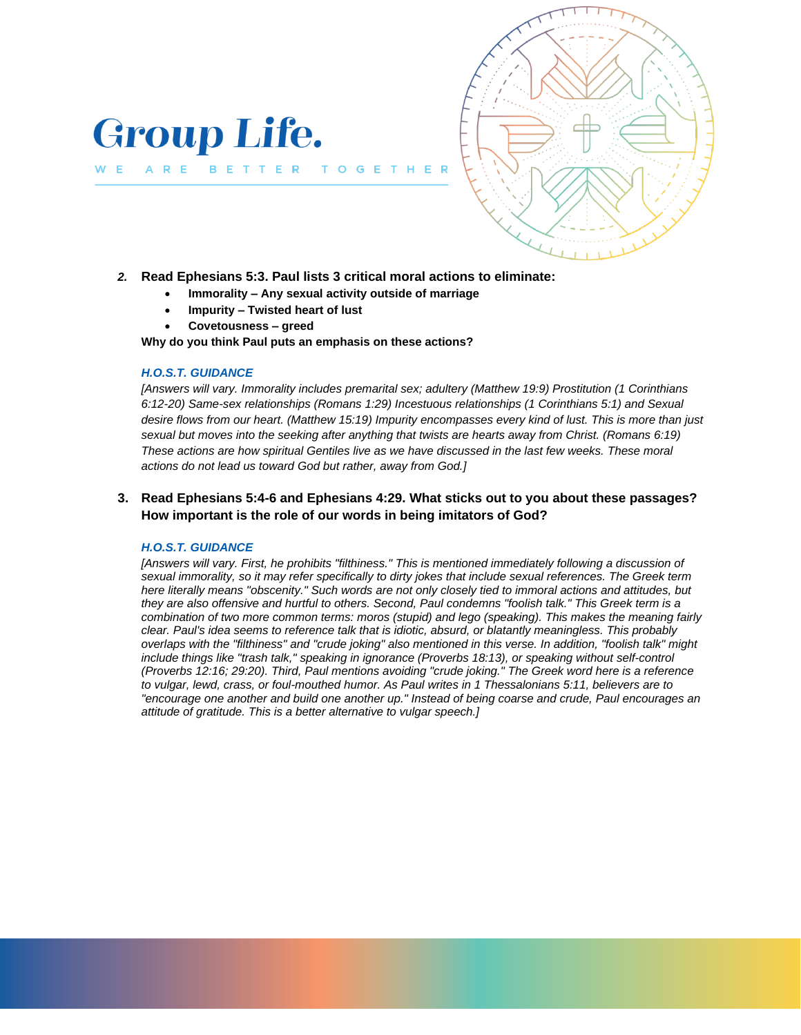# Group Life.

W E   A R E   B E T T E R   T O G E T H E R

2. **Read Ephesians 5:3. Paul lists 3 critical moral actions to eliminate:**
   - **Immorality – Any sexual activity outside of marriage**
   - **Impurity – Twisted heart of lust**
   - **Covetousness – greed**

   **Why do you think Paul puts an emphasis on these actions?**

   ***H.O.S.T. GUIDANCE***

   *[Answers will vary. Immorality includes premarital sex; adultery (Matthew 19:9) Prostitution (1 Corinthians 6:12-20) Same-sex relationships (Romans 1:29) Incestuous relationships (1 Corinthians 5:1) and Sexual desire flows from our heart. (Matthew 15:19) Impurity encompasses every kind of lust. This is more than just sexual but moves into the seeking after anything that twists are hearts away from Christ. (Romans 6:19) These actions are how spiritual Gentiles live as we have discussed in the last few weeks. These moral actions do not lead us toward God but rather, away from God.]*

3. **Read Ephesians 5:4-6 and Ephesians 4:29. What sticks out to you about these passages? How important is the role of our words in being imitators of God?**

   ***H.O.S.T. GUIDANCE***

   *[Answers will vary. First, he prohibits "filthiness." This is mentioned immediately following a discussion of sexual immorality, so it may refer specifically to dirty jokes that include sexual references. The Greek term here literally means "obscenity." Such words are not only closely tied to immoral actions and attitudes, but they are also offensive and hurtful to others. Second, Paul condemns "foolish talk." This Greek term is a combination of two more common terms: moros (stupid) and lego (speaking). This makes the meaning fairly clear. Paul's idea seems to reference talk that is idiotic, absurd, or blatantly meaningless. This probably overlaps with the "filthiness" and "crude joking" also mentioned in this verse. In addition, "foolish talk" might include things like "trash talk," speaking in ignorance (Proverbs 18:13), or speaking without self-control (Proverbs 12:16; 29:20). Third, Paul mentions avoiding "crude joking." The Greek word here is a reference to vulgar, lewd, crass, or foul-mouthed humor. As Paul writes in 1 Thessalonians 5:11, believers are to "encourage one another and build one another up." Instead of being coarse and crude, Paul encourages an attitude of gratitude. This is a better alternative to vulgar speech.]*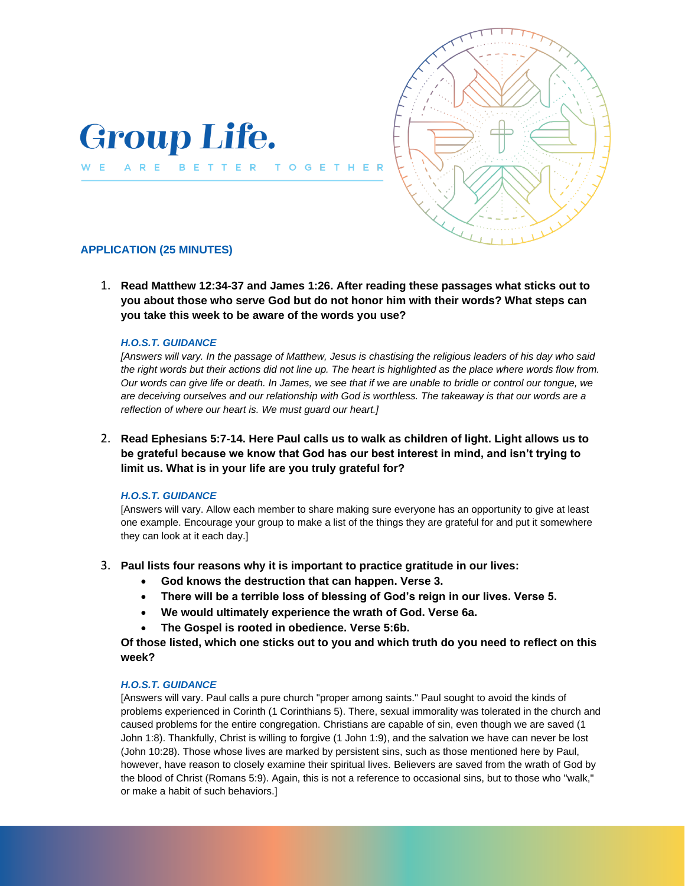# Group Life.

WE ARE BETTER TOGETHER

## APPLICATION (25 MINUTES)

1. **Read Matthew 12:34-37 and James 1:26. After reading these passages what sticks out to you about those who serve God but do not honor him with their words? What steps can you take this week to be aware of the words you use?**

   ***H.O.S.T. GUIDANCE***

   *[Answers will vary. In the passage of Matthew, Jesus is chastising the religious leaders of his day who said the right words but their actions did not line up. The heart is highlighted as the place where words flow from. Our words can give life or death. In James, we see that if we are unable to bridle or control our tongue, we are deceiving ourselves and our relationship with God is worthless. The takeaway is that our words are a reflection of where our heart is. We must guard our heart.]*

2. **Read Ephesians 5:7-14. Here Paul calls us to walk as children of light. Light allows us to be grateful because we know that God has our best interest in mind, and isn't trying to limit us. What is in your life are you truly grateful for?**

   ***H.O.S.T. GUIDANCE***

   [Answers will vary. Allow each member to share making sure everyone has an opportunity to give at least one example. Encourage your group to make a list of the things they are grateful for and put it somewhere they can look at it each day.]

3. **Paul lists four reasons why it is important to practice gratitude in our lives:**
   - **God knows the destruction that can happen. Verse 3.**
   - **There will be a terrible loss of blessing of God's reign in our lives. Verse 5.**
   - **We would ultimately experience the wrath of God. Verse 6a.**
   - **The Gospel is rooted in obedience. Verse 5:6b.**

   **Of those listed, which one sticks out to you and which truth do you need to reflect on this week?**

   ***H.O.S.T. GUIDANCE***

   [Answers will vary. Paul calls a pure church "proper among saints." Paul sought to avoid the kinds of problems experienced in Corinth (1 Corinthians 5). There, sexual immorality was tolerated in the church and caused problems for the entire congregation. Christians are capable of sin, even though we are saved (1 John 1:8). Thankfully, Christ is willing to forgive (1 John 1:9), and the salvation we have can never be lost (John 10:28). Those whose lives are marked by persistent sins, such as those mentioned here by Paul, however, have reason to closely examine their spiritual lives. Believers are saved from the wrath of God by the blood of Christ (Romans 5:9). Again, this is not a reference to occasional sins, but to those who "walk," or make a habit of such behaviors.]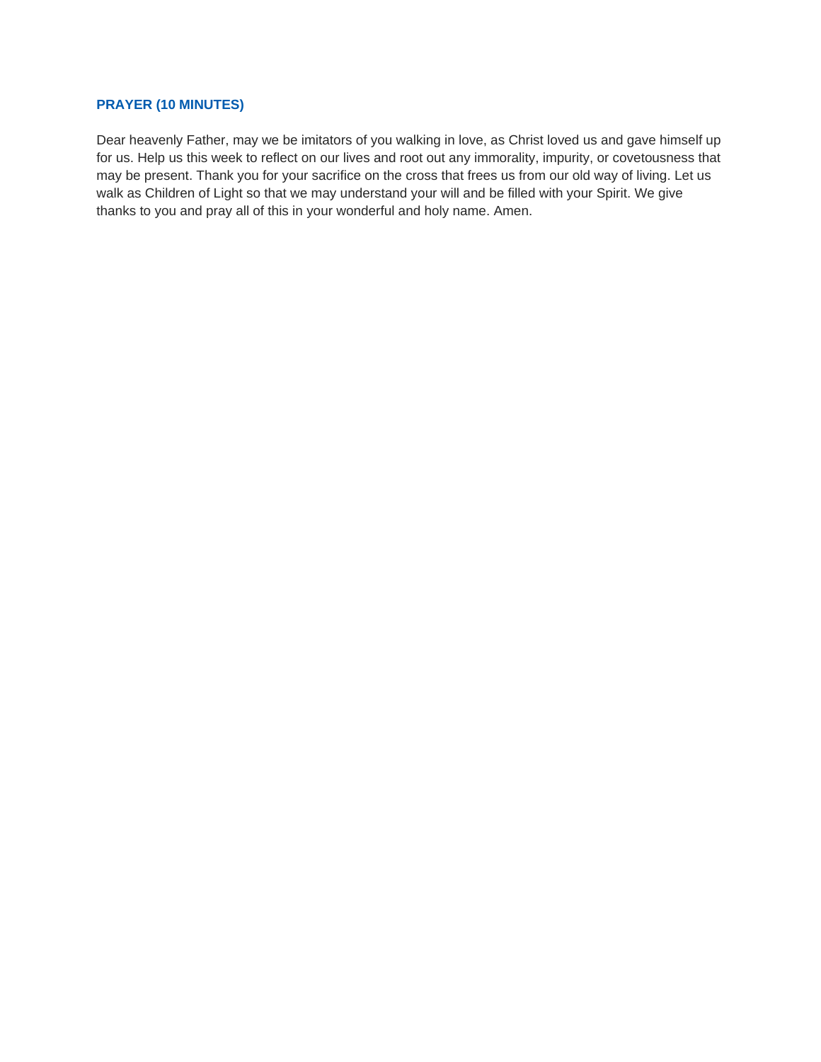### PRAYER (10 MINUTES)

Dear heavenly Father, may we be imitators of you walking in love, as Christ loved us and gave himself up for us. Help us this week to reflect on our lives and root out any immorality, impurity, or covetousness that may be present. Thank you for your sacrifice on the cross that frees us from our old way of living. Let us walk as Children of Light so that we may understand your will and be filled with your Spirit. We give thanks to you and pray all of this in your wonderful and holy name. Amen.